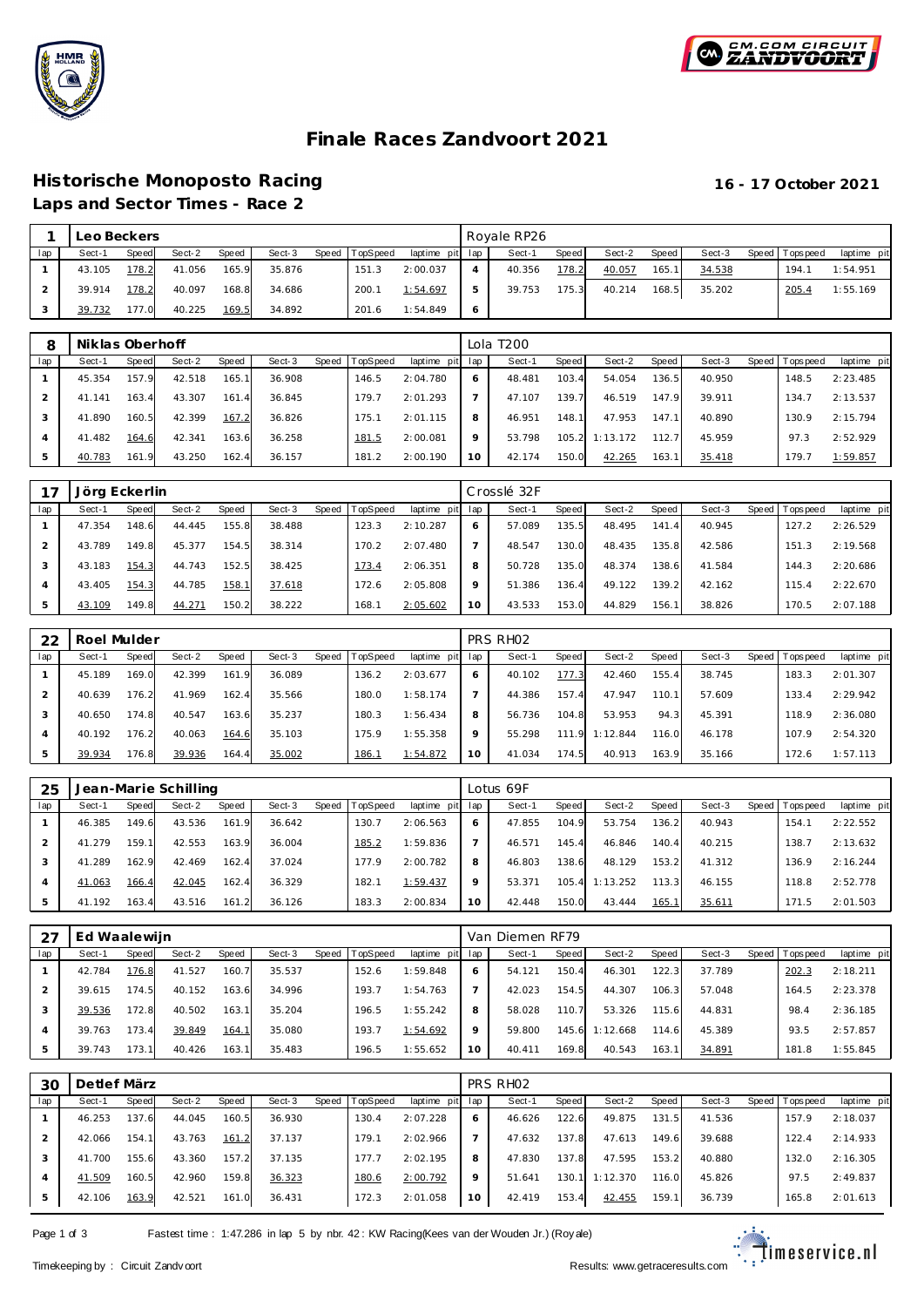# Finale Races Zandvoort 2021

## Historische Monoposto Racing

**16 - 17 October 2021**

### Laps and Sector Times - Race 2

| 1 | Leo Beckers | | | | | | | | Royale RP26 | | | | | | | | |
|---|---|---|---|---|---|---|---|---|---|---|---|---|---|---|---|---|---|
| lap | Sect-1 | Speed | Sect-2 | Speed | Sect-3 | Speed | TopSpeed | laptime pit | lap | Sect-1 | Speed | Sect-2 | Speed | Sect-3 | Speed | Topspeed | laptime pit |
| 1 | 43.105 | 178.2 | 41.056 | 165.9 | 35.876 | | 151.3 | 2:00.037 | 4 | 40.356 | 178.2 | 40.057 | 165.1 | 34.538 | | 194.1 | 1:54.951 |
| 2 | 39.914 | 178.2 | 40.097 | 168.8 | 34.686 | | 200.1 | 1:54.697 | 5 | 39.753 | 175.3 | 40.214 | 168.5 | 35.202 | | 205.4 | 1:55.169 |
| 3 | 39.732 | 177.0 | 40.225 | 169.5 | 34.892 | | 201.6 | 1:54.849 | 6 | | | | | | | | |

| 8 | Niklas Oberhoff | | | | | | | | Lola T200 | | | | | | | | |
|---|---|---|---|---|---|---|---|---|---|---|---|---|---|---|---|---|---|
| lap | Sect-1 | Speed | Sect-2 | Speed | Sect-3 | Speed | TopSpeed | laptime pit | lap | Sect-1 | Speed | Sect-2 | Speed | Sect-3 | Speed | Topspeed | laptime pit |
| 1 | 45.354 | 157.9 | 42.518 | 165.1 | 36.908 | | 146.5 | 2:04.780 | 6 | 48.481 | 103.4 | 54.054 | 136.5 | 40.950 | | 148.5 | 2:23.485 |
| 2 | 41.141 | 163.4 | 43.307 | 161.4 | 36.845 | | 179.7 | 2:01.293 | 7 | 47.107 | 139.7 | 46.519 | 147.9 | 39.911 | | 134.7 | 2:13.537 |
| 3 | 41.890 | 160.5 | 42.399 | 167.2 | 36.826 | | 175.1 | 2:01.115 | 8 | 46.951 | 148.1 | 47.953 | 147.1 | 40.890 | | 130.9 | 2:15.794 |
| 4 | 41.482 | 164.6 | 42.341 | 163.6 | 36.258 | | 181.5 | 2:00.081 | 9 | 53.798 | 105.2 | 1:13.172 | 112.7 | 45.959 | | 97.3 | 2:52.929 |
| 5 | 40.783 | 161.9 | 43.250 | 162.4 | 36.157 | | 181.2 | 2:00.190 | 10 | 42.174 | 150.0 | 42.265 | 163.1 | 35.418 | | 179.7 | 1:59.857 |

| 17 | Jörg Eckerlin | | | | | | | | Crosslé 32F | | | | | | | | |
|---|---|---|---|---|---|---|---|---|---|---|---|---|---|---|---|---|---|
| lap | Sect-1 | Speed | Sect-2 | Speed | Sect-3 | Speed | TopSpeed | laptime pit | lap | Sect-1 | Speed | Sect-2 | Speed | Sect-3 | Speed | Topspeed | laptime pit |
| 1 | 47.354 | 148.6 | 44.445 | 155.8 | 38.488 | | 123.3 | 2:10.287 | 6 | 57.089 | 135.5 | 48.495 | 141.4 | 40.945 | | 127.2 | 2:26.529 |
| 2 | 43.789 | 149.8 | 45.377 | 154.5 | 38.314 | | 170.2 | 2:07.480 | 7 | 48.547 | 130.0 | 48.435 | 135.8 | 42.586 | | 151.3 | 2:19.568 |
| 3 | 43.183 | 154.3 | 44.743 | 152.5 | 38.425 | | 173.4 | 2:06.351 | 8 | 50.728 | 135.0 | 48.374 | 138.6 | 41.584 | | 144.3 | 2:20.686 |
| 4 | 43.405 | 154.3 | 44.785 | 158.1 | 37.618 | | 172.6 | 2:05.808 | 9 | 51.386 | 136.4 | 49.122 | 139.2 | 42.162 | | 115.4 | 2:22.670 |
| 5 | 43.109 | 149.8 | 44.271 | 150.2 | 38.222 | | 168.1 | 2:05.602 | 10 | 43.533 | 153.0 | 44.829 | 156.1 | 38.826 | | 170.5 | 2:07.188 |

| 22 | Roel Mulder | | | | | | | | PRS RH02 | | | | | | | | |
|---|---|---|---|---|---|---|---|---|---|---|---|---|---|---|---|---|---|
| lap | Sect-1 | Speed | Sect-2 | Speed | Sect-3 | Speed | TopSpeed | laptime pit | lap | Sect-1 | Speed | Sect-2 | Speed | Sect-3 | Speed | Topspeed | laptime pit |
| 1 | 45.189 | 169.0 | 42.399 | 161.9 | 36.089 | | 136.2 | 2:03.677 | 6 | 40.102 | 177.3 | 42.460 | 155.4 | 38.745 | | 183.3 | 2:01.307 |
| 2 | 40.639 | 176.2 | 41.969 | 162.4 | 35.566 | | 180.0 | 1:58.174 | 7 | 44.386 | 157.4 | 47.947 | 110.1 | 57.609 | | 133.4 | 2:29.942 |
| 3 | 40.650 | 174.8 | 40.547 | 163.6 | 35.237 | | 180.3 | 1:56.434 | 8 | 56.736 | 104.8 | 53.953 | 94.3 | 45.391 | | 118.9 | 2:36.080 |
| 4 | 40.192 | 176.2 | 40.063 | 164.6 | 35.103 | | 175.9 | 1:55.358 | 9 | 55.298 | 111.9 | 1:12.844 | 116.0 | 46.178 | | 107.9 | 2:54.320 |
| 5 | 39.934 | 176.8 | 39.936 | 164.4 | 35.002 | | 186.1 | 1:54.872 | 10 | 41.034 | 174.5 | 40.913 | 163.9 | 35.166 | | 172.6 | 1:57.113 |

| 25 | Jean-Marie Schilling | | | | | | | | Lotus 69F | | | | | | | | |
|---|---|---|---|---|---|---|---|---|---|---|---|---|---|---|---|---|---|
| lap | Sect-1 | Speed | Sect-2 | Speed | Sect-3 | Speed | TopSpeed | laptime pit | lap | Sect-1 | Speed | Sect-2 | Speed | Sect-3 | Speed | Topspeed | laptime pit |
| 1 | 46.385 | 149.6 | 43.536 | 161.9 | 36.642 | | 130.7 | 2:06.563 | 6 | 47.855 | 104.9 | 53.754 | 136.2 | 40.943 | | 154.1 | 2:22.552 |
| 2 | 41.279 | 159.1 | 42.553 | 163.9 | 36.004 | | 185.2 | 1:59.836 | 7 | 46.571 | 145.4 | 46.846 | 140.4 | 40.215 | | 138.7 | 2:13.632 |
| 3 | 41.289 | 162.9 | 42.469 | 162.4 | 37.024 | | 177.9 | 2:00.782 | 8 | 46.803 | 138.6 | 48.129 | 153.2 | 41.312 | | 136.9 | 2:16.244 |
| 4 | 41.063 | 166.4 | 42.045 | 162.4 | 36.329 | | 182.1 | 1:59.437 | 9 | 53.371 | 105.4 | 1:13.252 | 113.3 | 46.155 | | 118.8 | 2:52.778 |
| 5 | 41.192 | 163.4 | 43.516 | 161.2 | 36.126 | | 183.3 | 2:00.834 | 10 | 42.448 | 150.0 | 43.444 | 165.1 | 35.611 | | 171.5 | 2:01.503 |

| 27 | Ed Waalewijn | | | | | | | | Van Diemen RF79 | | | | | | | | |
|---|---|---|---|---|---|---|---|---|---|---|---|---|---|---|---|---|---|
| lap | Sect-1 | Speed | Sect-2 | Speed | Sect-3 | Speed | TopSpeed | laptime pit | lap | Sect-1 | Speed | Sect-2 | Speed | Sect-3 | Speed | Topspeed | laptime pit |
| 1 | 42.784 | 176.8 | 41.527 | 160.7 | 35.537 | | 152.6 | 1:59.848 | 6 | 54.121 | 150.4 | 46.301 | 122.3 | 37.789 | | 202.3 | 2:18.211 |
| 2 | 39.615 | 174.5 | 40.152 | 163.6 | 34.996 | | 193.7 | 1:54.763 | 7 | 42.023 | 154.5 | 44.307 | 106.3 | 57.048 | | 164.5 | 2:23.378 |
| 3 | 39.536 | 172.8 | 40.502 | 163.1 | 35.204 | | 196.5 | 1:55.242 | 8 | 58.028 | 110.7 | 53.326 | 115.6 | 44.831 | | 98.4 | 2:36.185 |
| 4 | 39.763 | 173.4 | 39.849 | 164.1 | 35.080 | | 193.7 | 1:54.692 | 9 | 59.800 | 145.6 | 1:12.668 | 114.6 | 45.389 | | 93.5 | 2:57.857 |
| 5 | 39.743 | 173.1 | 40.426 | 163.1 | 35.483 | | 196.5 | 1:55.652 | 10 | 40.411 | 169.8 | 40.543 | 163.1 | 34.891 | | 181.8 | 1:55.845 |

| 30 | Detlef März | | | | | | | | PRS RH02 | | | | | | | | |
|---|---|---|---|---|---|---|---|---|---|---|---|---|---|---|---|---|---|
| lap | Sect-1 | Speed | Sect-2 | Speed | Sect-3 | Speed | TopSpeed | laptime pit | lap | Sect-1 | Speed | Sect-2 | Speed | Sect-3 | Speed | Topspeed | laptime pit |
| 1 | 46.253 | 137.6 | 44.045 | 160.5 | 36.930 | | 130.4 | 2:07.228 | 6 | 46.626 | 122.6 | 49.875 | 131.5 | 41.536 | | 157.9 | 2:18.037 |
| 2 | 42.066 | 154.1 | 43.763 | 161.2 | 37.137 | | 179.1 | 2:02.966 | 7 | 47.632 | 137.8 | 47.613 | 149.6 | 39.688 | | 122.4 | 2:14.933 |
| 3 | 41.700 | 155.6 | 43.360 | 157.2 | 37.135 | | 177.7 | 2:02.195 | 8 | 47.830 | 137.8 | 47.595 | 153.2 | 40.880 | | 132.0 | 2:16.305 |
| 4 | 41.509 | 160.5 | 42.960 | 159.8 | 36.323 | | 180.6 | 2:00.792 | 9 | 51.641 | 130.1 | 1:12.370 | 116.0 | 45.826 | | 97.5 | 2:49.837 |
| 5 | 42.106 | 163.9 | 42.521 | 161.0 | 36.431 | | 172.3 | 2:01.058 | 10 | 42.419 | 153.4 | 42.455 | 159.1 | 36.739 | | 165.8 | 2:01.613 |

Fastest time : 1:47.286 in lap 5 by nbr. 42 : KW Racing(Kees van der Wouden Jr.) (Royale)

Timekeeping by : Circuit Zandvoort

Results: www.getraceresults.com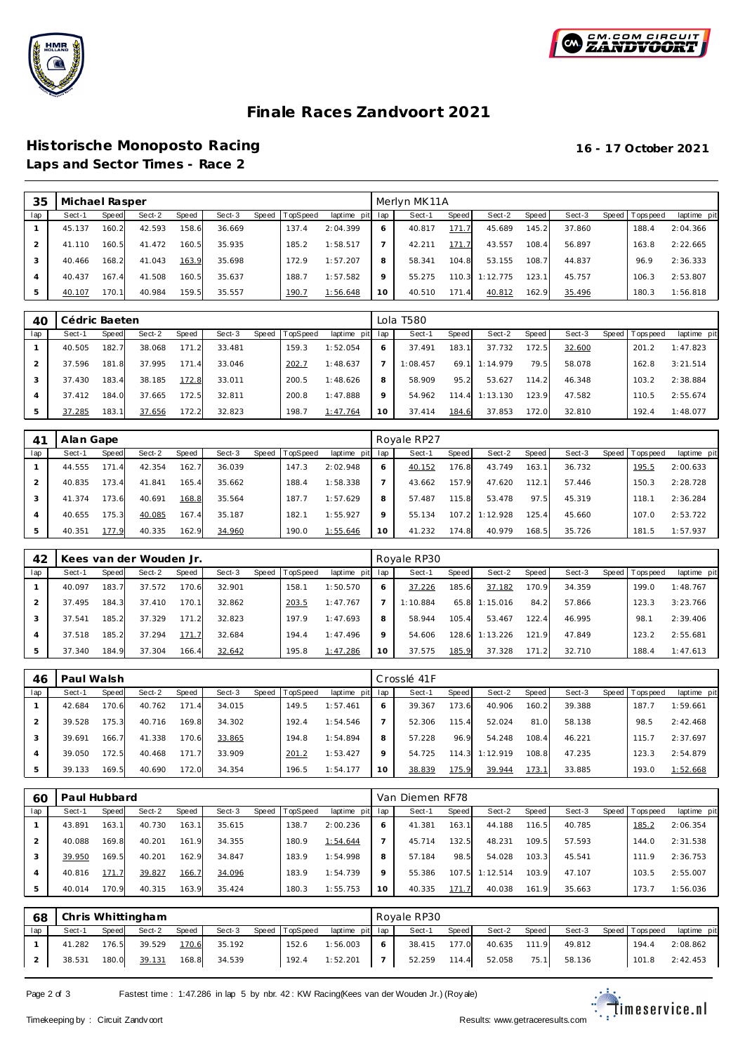# Finale Races Zandvoort 2021

## Historische Monoposto Racing

**16 - 17 October 2021**

### Laps and Sector Times - Race 2

| 35 | Michael Rasper | | | | | | | | Merlyn MK11A | | | | | | | | |
|---|---|---|---|---|---|---|---|---|---|---|---|---|---|---|---|---|---|
| lap | Sect-1 | Speed | Sect-2 | Speed | Sect-3 | Speed | TopSpeed | laptime pit | lap | Sect-1 | Speed | Sect-2 | Speed | Sect-3 | Speed | Topspeed | laptime pit |
| 1 | 45.137 | 160.2 | 42.593 | 158.6 | 36.669 | | 137.4 | 2:04.399 | 6 | 40.817 | 171.7 | 45.689 | 145.2 | 37.860 | | 188.4 | 2:04.366 |
| 2 | 41.110 | 160.5 | 41.472 | 160.5 | 35.935 | | 185.2 | 1:58.517 | 7 | 42.211 | 171.7 | 43.557 | 108.4 | 56.897 | | 163.8 | 2:22.665 |
| 3 | 40.466 | 168.2 | 41.043 | 163.9 | 35.698 | | 172.9 | 1:57.207 | 8 | 58.341 | 104.8 | 53.155 | 108.7 | 44.837 | | 96.9 | 2:36.333 |
| 4 | 40.437 | 167.4 | 41.508 | 160.5 | 35.637 | | 188.7 | 1:57.582 | 9 | 55.275 | 110.3 | 1:12.775 | 123.1 | 45.757 | | 106.3 | 2:53.807 |
| 5 | 40.107 | 170.1 | 40.984 | 159.5 | 35.557 | | 190.7 | 1:56.648 | 10 | 40.510 | 171.4 | 40.812 | 162.9 | 35.496 | | 180.3 | 1:56.818 |

| 40 | Cédric Baeten | | | | | | | | Lola T580 | | | | | | | | |
|---|---|---|---|---|---|---|---|---|---|---|---|---|---|---|---|---|---|
| lap | Sect-1 | Speed | Sect-2 | Speed | Sect-3 | Speed | TopSpeed | laptime pit | lap | Sect-1 | Speed | Sect-2 | Speed | Sect-3 | Speed | Topspeed | laptime pit |
| 1 | 40.505 | 182.7 | 38.068 | 171.2 | 33.481 | | 159.3 | 1:52.054 | 6 | 37.491 | 183.1 | 37.732 | 172.5 | 32.600 | | 201.2 | 1:47.823 |
| 2 | 37.596 | 181.8 | 37.995 | 171.4 | 33.046 | | 202.7 | 1:48.637 | 7 | 1:08.457 | 69.1 | 1:14.979 | 79.5 | 58.078 | | 162.8 | 3:21.514 |
| 3 | 37.430 | 183.4 | 38.185 | 172.8 | 33.011 | | 200.5 | 1:48.626 | 8 | 58.909 | 95.2 | 53.627 | 114.2 | 46.348 | | 103.2 | 2:38.884 |
| 4 | 37.412 | 184.0 | 37.665 | 172.5 | 32.811 | | 200.8 | 1:47.888 | 9 | 54.962 | 114.4 | 1:13.130 | 123.9 | 47.582 | | 110.5 | 2:55.674 |
| 5 | 37.285 | 183.1 | 37.656 | 172.2 | 32.823 | | 198.7 | 1:47.764 | 10 | 37.414 | 184.6 | 37.853 | 172.0 | 32.810 | | 192.4 | 1:48.077 |

| 41 | Alan Gape | | | | | | | | Royale RP27 | | | | | | | | |
|---|---|---|---|---|---|---|---|---|---|---|---|---|---|---|---|---|---|
| lap | Sect-1 | Speed | Sect-2 | Speed | Sect-3 | Speed | TopSpeed | laptime pit | lap | Sect-1 | Speed | Sect-2 | Speed | Sect-3 | Speed | Topspeed | laptime pit |
| 1 | 44.555 | 171.4 | 42.354 | 162.7 | 36.039 | | 147.3 | 2:02.948 | 6 | 40.152 | 176.8 | 43.749 | 163.1 | 36.732 | | 195.5 | 2:00.633 |
| 2 | 40.835 | 173.4 | 41.841 | 165.4 | 35.662 | | 188.4 | 1:58.338 | 7 | 43.662 | 157.9 | 47.620 | 112.1 | 57.446 | | 150.3 | 2:28.728 |
| 3 | 41.374 | 173.6 | 40.691 | 168.8 | 35.564 | | 187.7 | 1:57.629 | 8 | 57.487 | 115.8 | 53.478 | 97.5 | 45.319 | | 118.1 | 2:36.284 |
| 4 | 40.655 | 175.3 | 40.085 | 167.4 | 35.187 | | 182.1 | 1:55.927 | 9 | 55.134 | 107.2 | 1:12.928 | 125.4 | 45.660 | | 107.0 | 2:53.722 |
| 5 | 40.351 | 177.9 | 40.335 | 162.9 | 34.960 | | 190.0 | 1:55.646 | 10 | 41.232 | 174.8 | 40.979 | 168.5 | 35.726 | | 181.5 | 1:57.937 |

| 42 | Kees van der Wouden Jr. | | | | | | | | Royale RP30 | | | | | | | | |
|---|---|---|---|---|---|---|---|---|---|---|---|---|---|---|---|---|---|
| lap | Sect-1 | Speed | Sect-2 | Speed | Sect-3 | Speed | TopSpeed | laptime pit | lap | Sect-1 | Speed | Sect-2 | Speed | Sect-3 | Speed | Topspeed | laptime pit |
| 1 | 40.097 | 183.7 | 37.572 | 170.6 | 32.901 | | 158.1 | 1:50.570 | 6 | 37.226 | 185.6 | 37.182 | 170.9 | 34.359 | | 199.0 | 1:48.767 |
| 2 | 37.495 | 184.3 | 37.410 | 170.1 | 32.862 | | 203.5 | 1:47.767 | 7 | 1:10.884 | 65.8 | 1:15.016 | 84.2 | 57.866 | | 123.3 | 3:23.766 |
| 3 | 37.541 | 185.2 | 37.329 | 171.2 | 32.823 | | 197.9 | 1:47.693 | 8 | 58.944 | 105.4 | 53.467 | 122.4 | 46.995 | | 98.1 | 2:39.406 |
| 4 | 37.518 | 185.2 | 37.294 | 171.7 | 32.684 | | 194.4 | 1:47.496 | 9 | 54.606 | 128.6 | 1:13.226 | 121.9 | 47.849 | | 123.2 | 2:55.681 |
| 5 | 37.340 | 184.9 | 37.304 | 166.4 | 32.642 | | 195.8 | 1:47.286 | 10 | 37.575 | 185.9 | 37.328 | 171.2 | 32.710 | | 188.4 | 1:47.613 |

| 46 | Paul Walsh | | | | | | | | Crosslé 41F | | | | | | | | |
|---|---|---|---|---|---|---|---|---|---|---|---|---|---|---|---|---|---|
| lap | Sect-1 | Speed | Sect-2 | Speed | Sect-3 | Speed | TopSpeed | laptime pit | lap | Sect-1 | Speed | Sect-2 | Speed | Sect-3 | Speed | Topspeed | laptime pit |
| 1 | 42.684 | 170.6 | 40.762 | 171.4 | 34.015 | | 149.5 | 1:57.461 | 6 | 39.367 | 173.6 | 40.906 | 160.2 | 39.388 | | 187.7 | 1:59.661 |
| 2 | 39.528 | 175.3 | 40.716 | 169.8 | 34.302 | | 192.4 | 1:54.546 | 7 | 52.306 | 115.4 | 52.024 | 81.0 | 58.138 | | 98.5 | 2:42.468 |
| 3 | 39.691 | 166.7 | 41.338 | 170.6 | 33.865 | | 194.8 | 1:54.894 | 8 | 57.228 | 96.9 | 54.248 | 108.4 | 46.221 | | 115.7 | 2:37.697 |
| 4 | 39.050 | 172.5 | 40.468 | 171.7 | 33.909 | | 201.2 | 1:53.427 | 9 | 54.725 | 114.3 | 1:12.919 | 108.8 | 47.235 | | 123.3 | 2:54.879 |
| 5 | 39.133 | 169.5 | 40.690 | 172.0 | 34.354 | | 196.5 | 1:54.177 | 10 | 38.839 | 175.9 | 39.944 | 173.1 | 33.885 | | 193.0 | 1:52.668 |

| 60 | Paul Hubbard | | | | | | | | Van Diemen RF78 | | | | | | | | |
|---|---|---|---|---|---|---|---|---|---|---|---|---|---|---|---|---|---|
| lap | Sect-1 | Speed | Sect-2 | Speed | Sect-3 | Speed | TopSpeed | laptime pit | lap | Sect-1 | Speed | Sect-2 | Speed | Sect-3 | Speed | Topspeed | laptime pit |
| 1 | 43.891 | 163.1 | 40.730 | 163.1 | 35.615 | | 138.7 | 2:00.236 | 6 | 41.381 | 163.1 | 44.188 | 116.5 | 40.785 | | 185.2 | 2:06.354 |
| 2 | 40.088 | 169.8 | 40.201 | 161.9 | 34.355 | | 180.9 | 1:54.644 | 7 | 45.714 | 132.5 | 48.231 | 109.5 | 57.593 | | 144.0 | 2:31.538 |
| 3 | 39.950 | 169.5 | 40.201 | 162.9 | 34.847 | | 183.9 | 1:54.998 | 8 | 57.184 | 98.5 | 54.028 | 103.3 | 45.541 | | 111.9 | 2:36.753 |
| 4 | 40.816 | 171.7 | 39.827 | 166.7 | 34.096 | | 183.9 | 1:54.739 | 9 | 55.386 | 107.5 | 1:12.514 | 103.9 | 47.107 | | 103.5 | 2:55.007 |
| 5 | 40.014 | 170.9 | 40.315 | 163.9 | 35.424 | | 180.3 | 1:55.753 | 10 | 40.335 | 171.7 | 40.038 | 161.9 | 35.663 | | 173.7 | 1:56.036 |

| 68 | Chris Whittingham | | | | | | | | Royale RP30 | | | | | | | | |
|---|---|---|---|---|---|---|---|---|---|---|---|---|---|---|---|---|---|
| lap | Sect-1 | Speed | Sect-2 | Speed | Sect-3 | Speed | TopSpeed | laptime pit | lap | Sect-1 | Speed | Sect-2 | Speed | Sect-3 | Speed | Topspeed | laptime pit |
| 1 | 41.282 | 176.5 | 39.529 | 170.6 | 35.192 | | 152.6 | 1:56.003 | 6 | 38.415 | 177.0 | 40.635 | 111.9 | 49.812 | | 194.4 | 2:08.862 |
| 2 | 38.531 | 180.0 | 39.131 | 168.8 | 34.539 | | 192.4 | 1:52.201 | 7 | 52.259 | 114.4 | 52.058 | 75.1 | 58.136 | | 101.8 | 2:42.453 |

Fastest time : 1:47.286 in lap 5 by nbr. 42 : KW Racing(Kees van der Wouden Jr.) (Royale)

Timekeeping by : Circuit Zandvoort

Results: www.getraceresults.com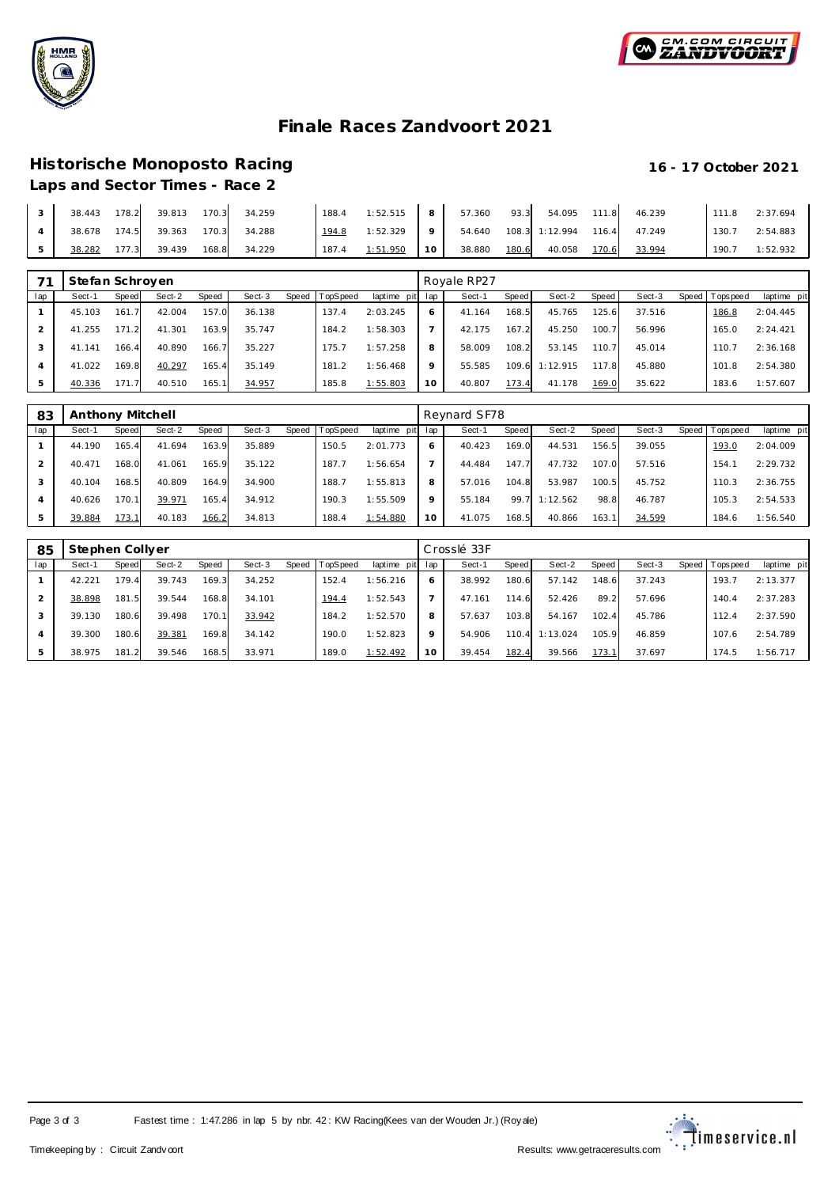# Finale Races Zandvoort 2021

## Historische Monoposto Racing

**16 - 17 October 2021**

### Laps and Sector Times - Race 2

| lap | Sect-1 | Speed | Sect-2 | Speed | Sect-3 | Speed | TopSpeed | laptime pit | lap | Sect-1 | Speed | Sect-2 | Speed | Sect-3 | Speed | Topspeed | laptime pit |
|---|---|---|---|---|---|---|---|---|---|---|---|---|---|---|---|---|---|
| 3 | 38.443 | 178.2 | 39.813 | 170.3 | 34.259 | | 188.4 | 1:52.515 | 8 | 57.360 | 93.3 | 54.095 | 111.8 | 46.239 | | 111.8 | 2:37.694 |
| 4 | 38.678 | 174.5 | 39.363 | 170.3 | 34.288 | | 194.8 | 1:52.329 | 9 | 54.640 | 108.3 | 1:12.994 | 116.4 | 47.249 | | 130.7 | 2:54.883 |
| 5 | 38.282 | 177.3 | 39.439 | 168.8 | 34.229 | | 187.4 | 1:51.950 | 10 | 38.880 | 180.6 | 40.058 | 170.6 | 33.994 | | 190.7 | 1:52.932 |

| 71 | Stefan Schroyen | | | | | | | | | Royale RP27 | | | | | | | |
|---|---|---|---|---|---|---|---|---|---|---|---|---|---|---|---|---|---|
| lap | Sect-1 | Speed | Sect-2 | Speed | Sect-3 | Speed | TopSpeed | laptime pit | lap | Sect-1 | Speed | Sect-2 | Speed | Sect-3 | Speed | Topspeed | laptime pit |
| 1 | 45.103 | 161.7 | 42.004 | 157.0 | 36.138 | | 137.4 | 2:03.245 | 6 | 41.164 | 168.5 | 45.765 | 125.6 | 37.516 | | 186.8 | 2:04.445 |
| 2 | 41.255 | 171.2 | 41.301 | 163.9 | 35.747 | | 184.2 | 1:58.303 | 7 | 42.175 | 167.2 | 45.250 | 100.7 | 56.996 | | 165.0 | 2:24.421 |
| 3 | 41.141 | 166.4 | 40.890 | 166.7 | 35.227 | | 175.7 | 1:57.258 | 8 | 58.009 | 108.2 | 53.145 | 110.7 | 45.014 | | 110.7 | 2:36.168 |
| 4 | 41.022 | 169.8 | 40.297 | 165.4 | 35.149 | | 181.2 | 1:56.468 | 9 | 55.585 | 109.6 | 1:12.915 | 117.8 | 45.880 | | 101.8 | 2:54.380 |
| 5 | 40.336 | 171.7 | 40.510 | 165.1 | 34.957 | | 185.8 | 1:55.803 | 10 | 40.807 | 173.4 | 41.178 | 169.0 | 35.622 | | 183.6 | 1:57.607 |

| 83 | Anthony Mitchell | | | | | | | | | Reynard SF78 | | | | | | | |
|---|---|---|---|---|---|---|---|---|---|---|---|---|---|---|---|---|---|
| lap | Sect-1 | Speed | Sect-2 | Speed | Sect-3 | Speed | TopSpeed | laptime pit | lap | Sect-1 | Speed | Sect-2 | Speed | Sect-3 | Speed | Topspeed | laptime pit |
| 1 | 44.190 | 165.4 | 41.694 | 163.9 | 35.889 | | 150.5 | 2:01.773 | 6 | 40.423 | 169.0 | 44.531 | 156.5 | 39.055 | | 193.0 | 2:04.009 |
| 2 | 40.471 | 168.0 | 41.061 | 165.9 | 35.122 | | 187.7 | 1:56.654 | 7 | 44.484 | 147.7 | 47.732 | 107.0 | 57.516 | | 154.1 | 2:29.732 |
| 3 | 40.104 | 168.5 | 40.809 | 164.9 | 34.900 | | 188.7 | 1:55.813 | 8 | 57.016 | 104.8 | 53.987 | 100.5 | 45.752 | | 110.3 | 2:36.755 |
| 4 | 40.626 | 170.1 | 39.971 | 165.4 | 34.912 | | 190.3 | 1:55.509 | 9 | 55.184 | 99.7 | 1:12.562 | 98.8 | 46.787 | | 105.3 | 2:54.533 |
| 5 | 39.884 | 173.1 | 40.183 | 166.2 | 34.813 | | 188.4 | 1:54.880 | 10 | 41.075 | 168.5 | 40.866 | 163.1 | 34.599 | | 184.6 | 1:56.540 |

| 85 | Stephen Collyer | | | | | | | | | Crosslé 33F | | | | | | | |
|---|---|---|---|---|---|---|---|---|---|---|---|---|---|---|---|---|---|
| lap | Sect-1 | Speed | Sect-2 | Speed | Sect-3 | Speed | TopSpeed | laptime pit | lap | Sect-1 | Speed | Sect-2 | Speed | Sect-3 | Speed | Topspeed | laptime pit |
| 1 | 42.221 | 179.4 | 39.743 | 169.3 | 34.252 | | 152.4 | 1:56.216 | 6 | 38.992 | 180.6 | 57.142 | 148.6 | 37.243 | | 193.7 | 2:13.377 |
| 2 | 38.898 | 181.5 | 39.544 | 168.8 | 34.101 | | 194.4 | 1:52.543 | 7 | 47.161 | 114.6 | 52.426 | 89.2 | 57.696 | | 140.4 | 2:37.283 |
| 3 | 39.130 | 180.6 | 39.498 | 170.1 | 33.942 | | 184.2 | 1:52.570 | 8 | 57.637 | 103.8 | 54.167 | 102.4 | 45.786 | | 112.4 | 2:37.590 |
| 4 | 39.300 | 180.6 | 39.381 | 169.8 | 34.142 | | 190.0 | 1:52.823 | 9 | 54.906 | 110.4 | 1:13.024 | 105.9 | 46.859 | | 107.6 | 2:54.789 |
| 5 | 38.975 | 181.2 | 39.546 | 168.5 | 33.971 | | 189.0 | 1:52.492 | 10 | 39.454 | 182.4 | 39.566 | 173.1 | 37.697 | | 174.5 | 1:56.717 |

Fastest time : 1:47.286 in lap 5 by nbr. 42 : KW Racing(Kees van der Wouden Jr.) (Royale)

Timekeeping by : Circuit Zandvoort

Results: www.getraceresults.com